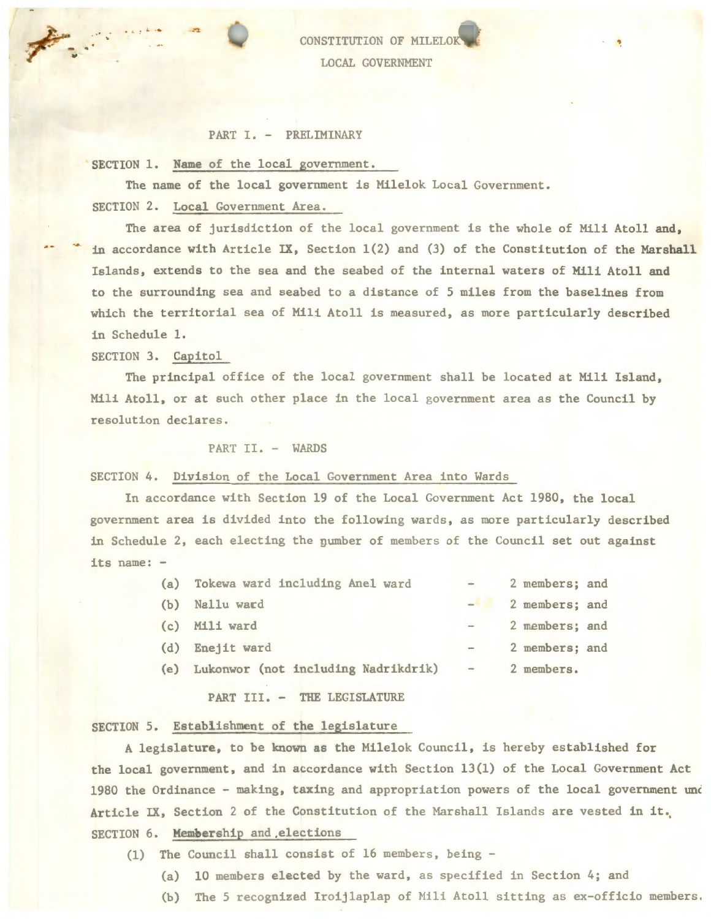# CONSTITUTION OF MILELOK LOCAL GOVERNMENT

## PART I. - PRELIMINARY

**SECTION 1.** Name of the local government.

The name of the local government is Milelok Local Government.

**SECTION 2.** Local Government Area.

The area of jurisdiction of the local government is the whole of Mili Atoll and, in accordance with Article IX, Section 1(2) and (3) of the Constitution of the Marshall Islands, extends to the sea and the seabed of the internal waters of Mili Atoll and to the surrounding sea and seabed to a distance of 5 miles from the baselines from which the territorial sea of Mili Atoll is measured, as more particularly described in Schedule 1.

**SECTION 3.** Capitol

The principal office of the local government shall be located at Mili Island, Mili Atoll, or at such other place in the local government area as the Council by resolution declares.

## PART II. - WARDS

**SECTION 4.** Division of the Local Government Area into Wards

In accordance with Section 19 of the Local Government Act 1980, the local government area is divided into the following wards, as more particularly described in Schedule 2, each electing the number of members of the Council set out against its name: -

(a) Tokewa ward including Anel ward - 2 members; and
(b) Nallu ward - 2 members; and
(c) Mili ward - 2 members; and
(d) Enejit ward - 2 members; and
(e) Lukonwor (not including Nadrikdrik) - 2 members.

## PART III. - THE LEGISLATURE

**SECTION 5.** Establishment of the legislature

A legislature, to be known as the Milelok Council, is hereby established for the local government, and in accordance with Section 13(1) of the Local Government Act 1980 the Ordinance - making, taxing and appropriation powers of the local government und Article IX, Section 2 of the Constitution of the Marshall Islands are vested in it.

**SECTION 6.** Membership and elections

(1) The Council shall consist of 16 members, being -

(a) 10 members elected by the ward, as specified in Section 4; and
(b) The 5 recognized Iroijlaplap of Mili Atoll sitting as ex-officio members.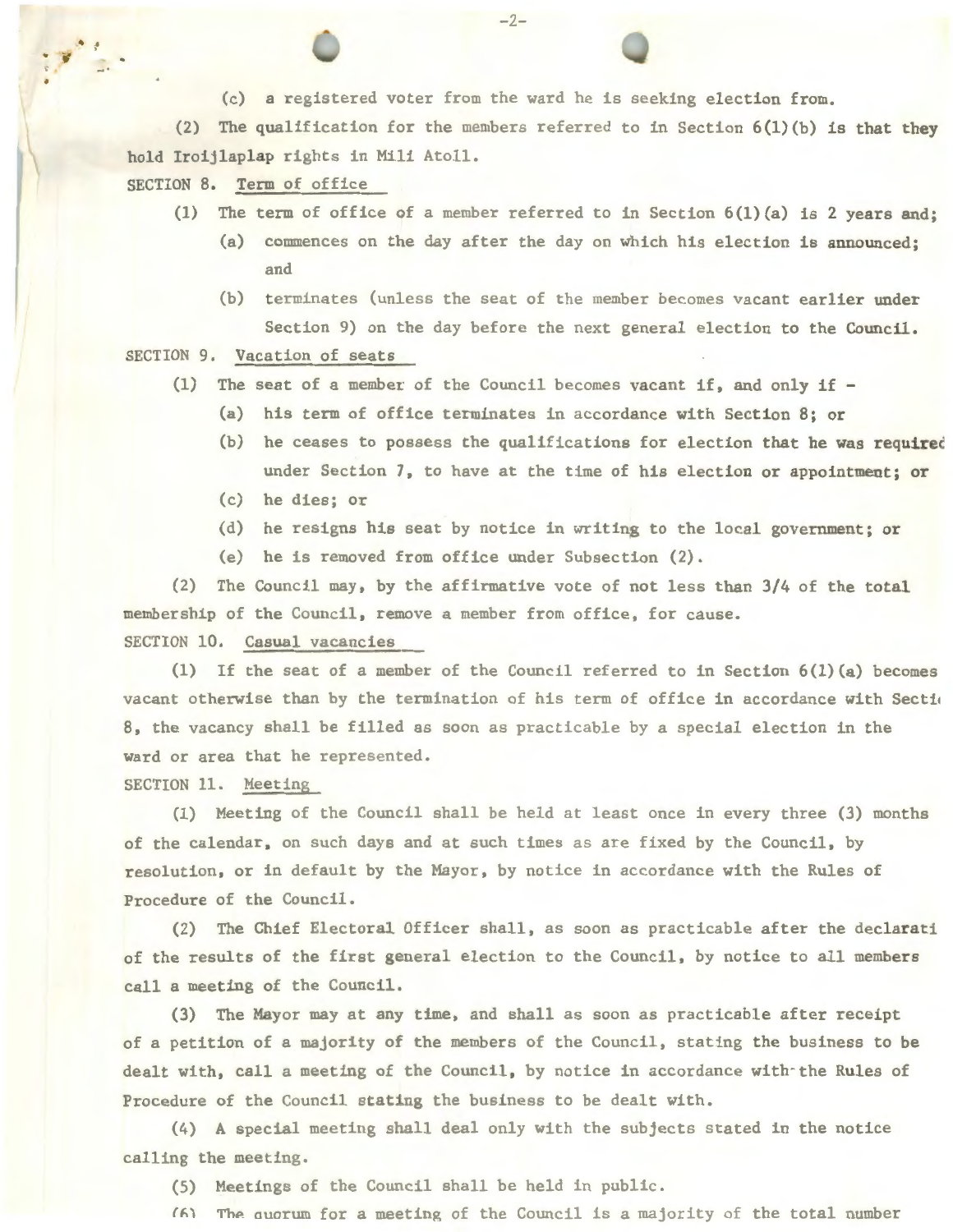(c) a registered voter from the ward he is seeking election from.

(2) The qualification for the members referred to in Section 6(1)(b) is that they hold Iroijlaplap rights in Mili Atoll.

SECTION 8. Term of office

(1) The term of office of a member referred to in Section 6(1)(a) is 2 years and;

(a) commences on the day after the day on which his election is announced; and

(b) terminates (unless the seat of the member becomes vacant earlier under Section 9) on the day before the next general election to the Council.

SECTION 9. Vacation of seats

(1) The seat of a member of the Council becomes vacant if, and only if -

(a) his term of office terminates in accordance with Section 8; or

(b) he ceases to possess the qualifications for election that he was required under Section 7, to have at the time of his election or appointment; or

(c) he dies; or

(d) he resigns his seat by notice in writing to the local government; or

(e) he is removed from office under Subsection (2).

(2) The Council may, by the affirmative vote of not less than 3/4 of the total membership of the Council, remove a member from office, for cause.

SECTION 10. Casual vacancies

(1) If the seat of a member of the Council referred to in Section 6(1)(a) becomes vacant otherwise than by the termination of his term of office in accordance with Secti 8, the vacancy shall be filled as soon as practicable by a special election in the ward or area that he represented.

SECTION 11. Meeting

(1) Meeting of the Council shall be held at least once in every three (3) months of the calendar, on such days and at such times as are fixed by the Council, by resolution, or in default by the Mayor, by notice in accordance with the Rules of Procedure of the Council.

(2) The Chief Electoral Officer shall, as soon as practicable after the declarati of the results of the first general election to the Council, by notice to all members call a meeting of the Council.

(3) The Mayor may at any time, and shall as soon as practicable after receipt of a petition of a majority of the members of the Council, stating the business to be dealt with, call a meeting of the Council, by notice in accordance with the Rules of Procedure of the Council stating the business to be dealt with.

(4) A special meeting shall deal only with the subjects stated in the notice calling the meeting.

(5) Meetings of the Council shall be held in public.

(6) The quorum for a meeting of the Council is a majority of the total number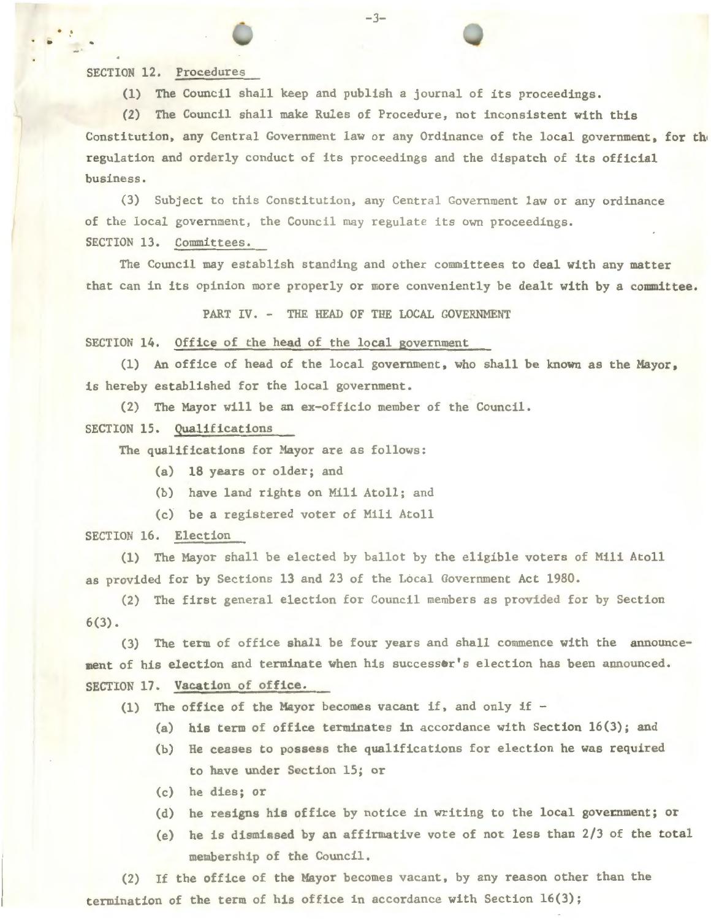SECTION 12. Procedures

(1) The Council shall keep and publish a journal of its proceedings.

(2) The Council shall make Rules of Procedure, not inconsistent with this Constitution, any Central Government law or any Ordinance of the local government, for the regulation and orderly conduct of its proceedings and the dispatch of its official business.

(3) Subject to this Constitution, any Central Government law or any ordinance of the local government, the Council may regulate its own proceedings.

SECTION 13. Committees.

The Council may establish standing and other committees to deal with any matter that can in its opinion more properly or more conveniently be dealt with by a committee.

## PART IV. - THE HEAD OF THE LOCAL GOVERNMENT

SECTION 14. Office of the head of the local government

(1) An office of head of the local government, who shall be known as the Mayor, is hereby established for the local government.

(2) The Mayor will be an ex-officio member of the Council.

SECTION 15. Qualifications

The qualifications for Mayor are as follows:

(a) 18 years or older; and

(b) have land rights on Mili Atoll; and

(c) be a registered voter of Mili Atoll

SECTION 16. Election

(1) The Mayor shall be elected by ballot by the eligible voters of Mili Atoll as provided for by Sections 13 and 23 of the Local Government Act 1980.

(2) The first general election for Council members as provided for by Section 6(3).

(3) The term of office shall be four years and shall commence with the announcement of his election and terminate when his successor's election has been announced.

SECTION 17. Vacation of office.

(1) The office of the Mayor becomes vacant if, and only if -

(a) his term of office terminates in accordance with Section 16(3); and

(b) He ceases to possess the qualifications for election he was required to have under Section 15; or

(c) he dies; or

(d) he resigns his office by notice in writing to the local government; or

(e) he is dismissed by an affirmative vote of not less than 2/3 of the total membership of the Council.

(2) If the office of the Mayor becomes vacant, by any reason other than the termination of the term of his office in accordance with Section 16(3);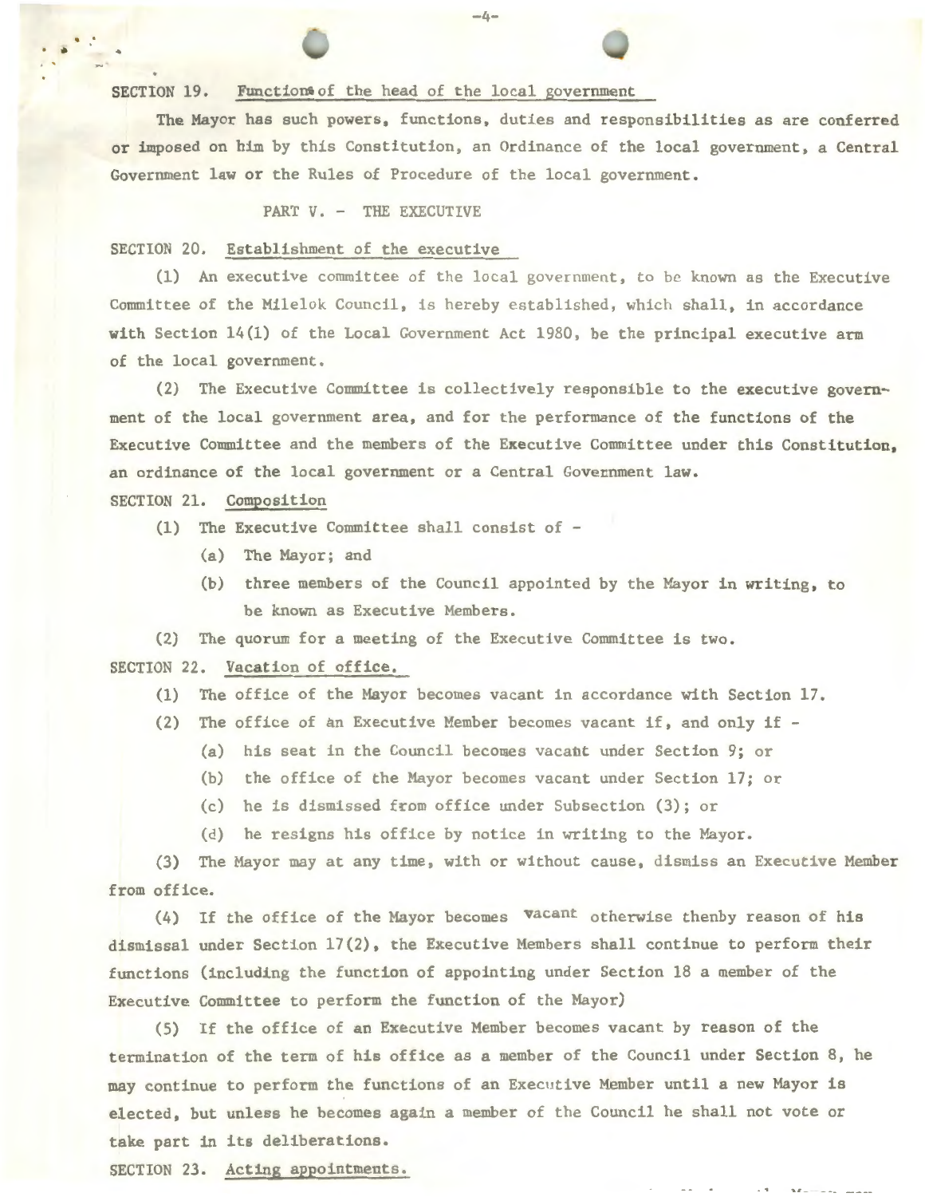SECTION 19. Functions of the head of the local government

The Mayor has such powers, functions, duties and responsibilities as are conferred or imposed on him by this Constitution, an Ordinance of the local government, a Central Government law or the Rules of Procedure of the local government.

PART V. - THE EXECUTIVE

SECTION 20. Establishment of the executive

(1) An executive committee of the local government, to be known as the Executive Committee of the Milelok Council, is hereby established, which shall, in accordance with Section 14(1) of the Local Government Act 1980, be the principal executive arm of the local government.

(2) The Executive Committee is collectively responsible to the executive government of the local government area, and for the performance of the functions of the Executive Committee and the members of the Executive Committee under this Constitution, an ordinance of the local government or a Central Government law.

SECTION 21. Composition

(1) The Executive Committee shall consist of -

(a) The Mayor; and

(b) three members of the Council appointed by the Mayor in writing, to be known as Executive Members.

(2) The quorum for a meeting of the Executive Committee is two.

SECTION 22. Vacation of office.

(1) The office of the Mayor becomes vacant in accordance with Section 17.

(2) The office of an Executive Member becomes vacant if, and only if -

(a) his seat in the Council becomes vacant under Section 9; or

(b) the office of the Mayor becomes vacant under Section 17; or

(c) he is dismissed from office under Subsection (3); or

(d) he resigns his office by notice in writing to the Mayor.

(3) The Mayor may at any time, with or without cause, dismiss an Executive Member from office.

(4) If the office of the Mayor becomes vacant otherwise thenby reason of his dismissal under Section 17(2), the Executive Members shall continue to perform their functions (including the function of appointing under Section 18 a member of the Executive Committee to perform the function of the Mayor)

(5) If the office of an Executive Member becomes vacant by reason of the termination of the term of his office as a member of the Council under Section 8, he may continue to perform the functions of an Executive Member until a new Mayor is elected, but unless he becomes again a member of the Council he shall not vote or take part in its deliberations.

SECTION 23. Acting appointments.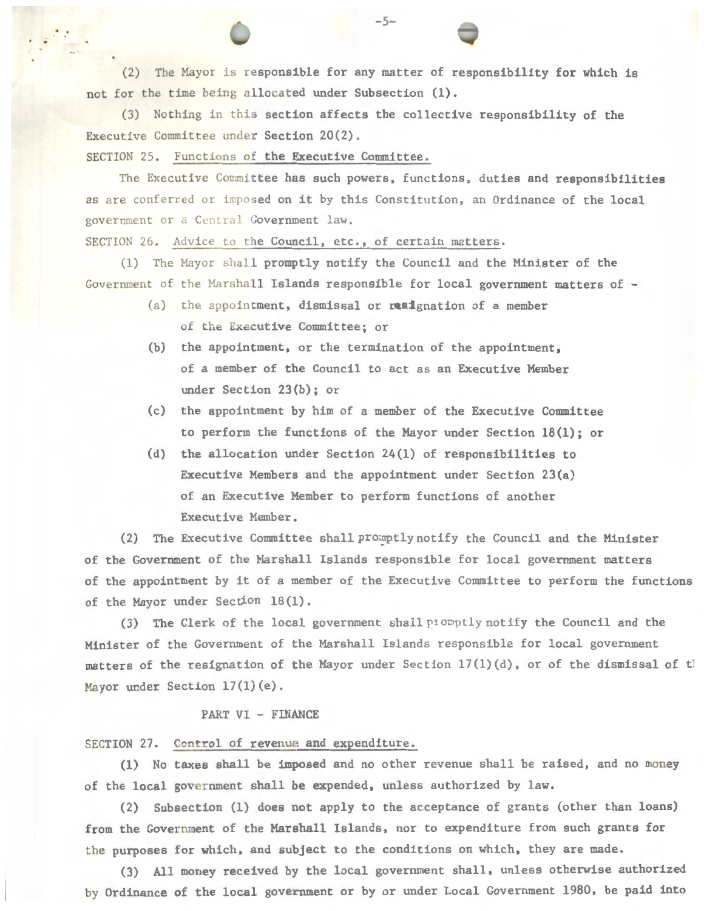(2) The Mayor is responsible for any matter of responsibility for which is not for the time being allocated under Subsection (1).

(3) Nothing in this section affects the collective responsibility of the Executive Committee under Section 20(2).

SECTION 25. Functions of the Executive Committee.

The Executive Committee has such powers, functions, duties and responsibilities as are conferred or imposed on it by this Constitution, an Ordinance of the local government or a Central Government law.

SECTION 26. Advice to the Council, etc., of certain matters.

(1) The Mayor shall promptly notify the Council and the Minister of the Government of the Marshall Islands responsible for local government matters of -

- (a) the appointment, dismissal or resignation of a member of the Executive Committee; or
- (b) the appointment, or the termination of the appointment, of a member of the Council to act as an Executive Member under Section 23(b); or
- (c) the appointment by him of a member of the Executive Committee to perform the functions of the Mayor under Section 18(1); or
- (d) the allocation under Section 24(1) of responsibilities to Executive Members and the appointment under Section 23(a) of an Executive Member to perform functions of another Executive Member.

(2) The Executive Committee shall promptly notify the Council and the Minister of the Government of the Marshall Islands responsible for local government matters of the appointment by it of a member of the Executive Committee to perform the functions of the Mayor under Section 18(1).

(3) The Clerk of the local government shall promptly notify the Council and the Minister of the Government of the Marshall Islands responsible for local government matters of the resignation of the Mayor under Section 17(1)(d), or of the dismissal of t Mayor under Section 17(1)(e).

PART VI - FINANCE

SECTION 27. Control of revenue and expenditure.

(1) No taxes shall be imposed and no other revenue shall be raised, and no money of the local government shall be expended, unless authorized by law.

(2) Subsection (1) does not apply to the acceptance of grants (other than loans) from the Government of the Marshall Islands, nor to expenditure from such grants for the purposes for which, and subject to the conditions on which, they are made.

(3) All money received by the local government shall, unless otherwise authorized by Ordinance of the local government or by or under Local Government 1980, be paid into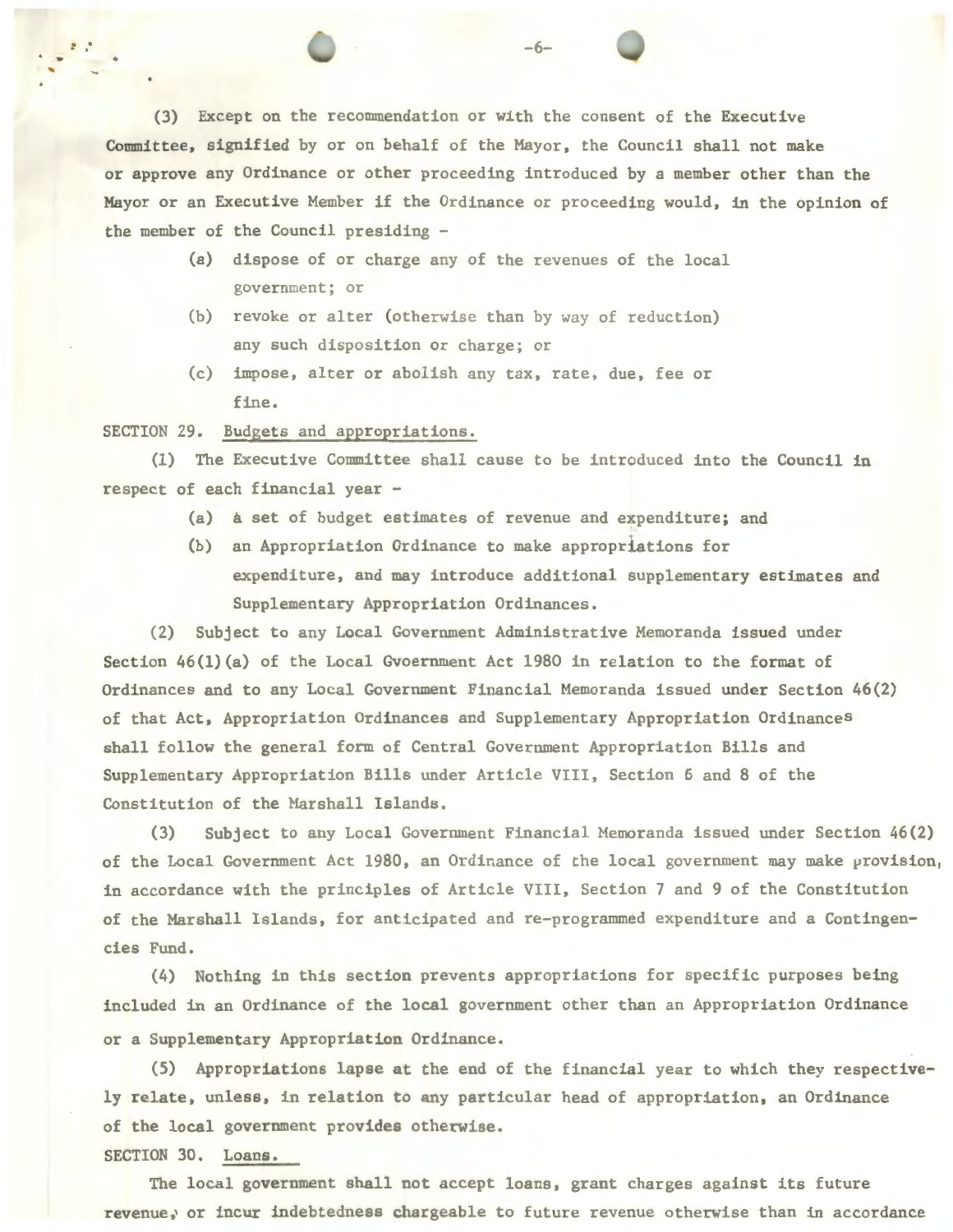(3) Except on the recommendation or with the consent of the Executive Committee, signified by or on behalf of the Mayor, the Council shall not make or approve any Ordinance or other proceeding introduced by a member other than the Mayor or an Executive Member if the Ordinance or proceeding would, in the opinion of the member of the Council presiding -

(a) dispose of or charge any of the revenues of the local government; or

(b) revoke or alter (otherwise than by way of reduction) any such disposition or charge; or

(c) impose, alter or abolish any tax, rate, due, fee or fine.

SECTION 29. Budgets and appropriations.

(1) The Executive Committee shall cause to be introduced into the Council in respect of each financial year -

(a) a set of budget estimates of revenue and expenditure; and

(b) an Appropriation Ordinance to make appropriations for expenditure, and may introduce additional supplementary estimates and Supplementary Appropriation Ordinances.

(2) Subject to any Local Government Administrative Memoranda issued under Section 46(1)(a) of the Local Gvoernment Act 1980 in relation to the format of Ordinances and to any Local Government Financial Memoranda issued under Section 46(2) of that Act, Appropriation Ordinances and Supplementary Appropriation Ordinances shall follow the general form of Central Government Appropriation Bills and Supplementary Appropriation Bills under Article VIII, Section 6 and 8 of the Constitution of the Marshall Islands.

(3) Subject to any Local Government Financial Memoranda issued under Section 46(2) of the Local Government Act 1980, an Ordinance of the local government may make provision, in accordance with the principles of Article VIII, Section 7 and 9 of the Constitution of the Marshall Islands, for anticipated and re-programmed expenditure and a Contingencies Fund.

(4) Nothing in this section prevents appropriations for specific purposes being included in an Ordinance of the local government other than an Appropriation Ordinance or a Supplementary Appropriation Ordinance.

(5) Appropriations lapse at the end of the financial year to which they respectively relate, unless, in relation to any particular head of appropriation, an Ordinance of the local government provides otherwise.

SECTION 30. Loans.

The local government shall not accept loans, grant charges against its future revenue, or incur indebtedness chargeable to future revenue otherwise than in accordance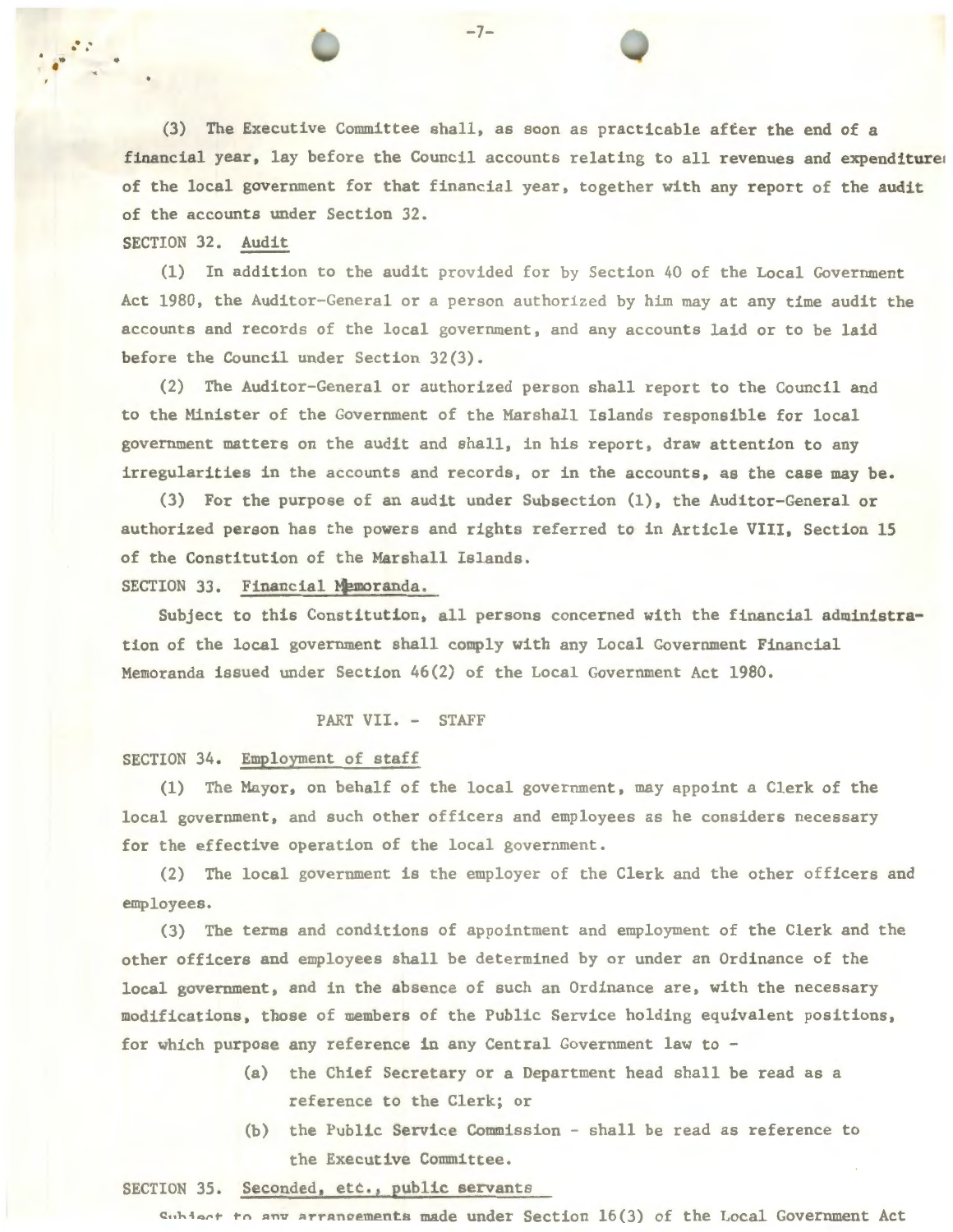(3) The Executive Committee shall, as soon as practicable after the end of a financial year, lay before the Council accounts relating to all revenues and expenditure of the local government for that financial year, together with any report of the audit of the accounts under Section 32.

SECTION 32. Audit

(1) In addition to the audit provided for by Section 40 of the Local Government Act 1980, the Auditor-General or a person authorized by him may at any time audit the accounts and records of the local government, and any accounts laid or to be laid before the Council under Section 32(3).

(2) The Auditor-General or authorized person shall report to the Council and to the Minister of the Government of the Marshall Islands responsible for local government matters on the audit and shall, in his report, draw attention to any irregularities in the accounts and records, or in the accounts, as the case may be.

(3) For the purpose of an audit under Subsection (1), the Auditor-General or authorized person has the powers and rights referred to in Article VIII, Section 15 of the Constitution of the Marshall Islands.

SECTION 33. Financial Memoranda.

Subject to this Constitution, all persons concerned with the financial administration of the local government shall comply with any Local Government Financial Memoranda issued under Section 46(2) of the Local Government Act 1980.

## PART VII. - STAFF

SECTION 34. Employment of staff

(1) The Mayor, on behalf of the local government, may appoint a Clerk of the local government, and such other officers and employees as he considers necessary for the effective operation of the local government.

(2) The local government is the employer of the Clerk and the other officers and employees.

(3) The terms and conditions of appointment and employment of the Clerk and the other officers and employees shall be determined by or under an Ordinance of the local government, and in the absence of such an Ordinance are, with the necessary modifications, those of members of the Public Service holding equivalent positions, for which purpose any reference in any Central Government law to -

- (a) the Chief Secretary or a Department head shall be read as a reference to the Clerk; or
- (b) the Public Service Commission - shall be read as reference to the Executive Committee.

SECTION 35. Seconded, etc., public servants

Subject to any arrangements made under Section 16(3) of the Local Government Act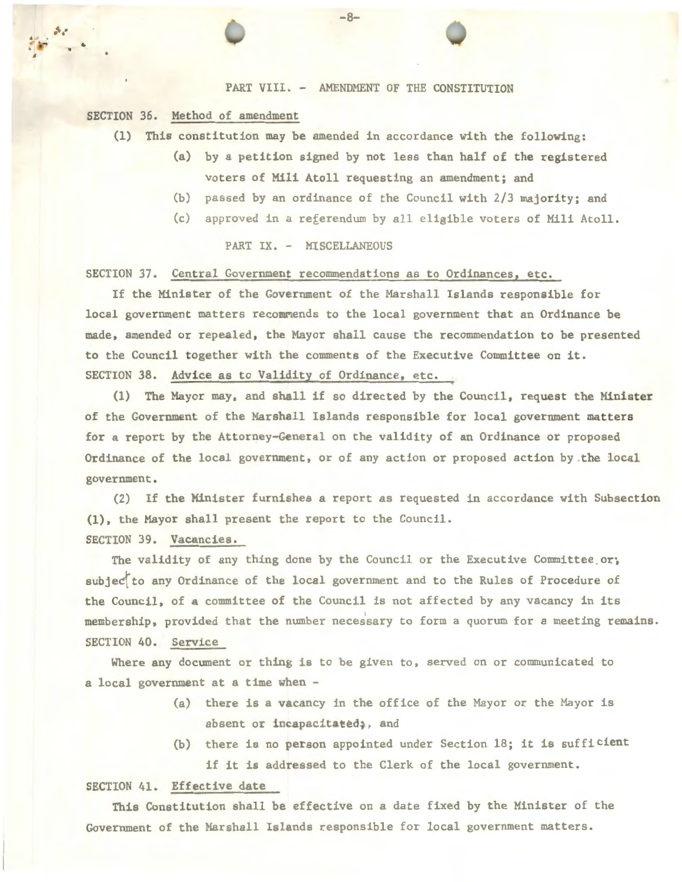## PART VIII. - AMENDMENT OF THE CONSTITUTION

SECTION 36. Method of amendment

(1) This constitution may be amended in accordance with the following:

(a) by a petition signed by not less than half of the registered voters of Mili Atoll requesting an amendment; and

(b) passed by an ordinance of the Council with 2/3 majority; and

(c) approved in a referendum by all eligible voters of Mili Atoll.

## PART IX. - MISCELLANEOUS

SECTION 37. Central Government recommendations as to Ordinances, etc.

If the Minister of the Government of the Marshall Islands responsible for local government matters recommends to the local government that an Ordinance be made, amended or repealed, the Mayor shall cause the recommendation to be presented to the Council together with the comments of the Executive Committee on it.

SECTION 38. Advice as to Validity of Ordinance, etc.

(1) The Mayor may, and shall if so directed by the Council, request the Minister of the Government of the Marshall Islands responsible for local government matters for a report by the Attorney-General on the validity of an Ordinance or proposed Ordinance of the local government, or of any action or proposed action by the local government.

(2) If the Minister furnishes a report as requested in accordance with Subsection (1), the Mayor shall present the report to the Council.

SECTION 39. Vacancies.

The validity of any thing done by the Council or the Executive Committee or, subject to any Ordinance of the local government and to the Rules of Procedure of the Council, of a committee of the Council is not affected by any vacancy in its membership, provided that the number necessary to form a quorum for a meeting remains.

SECTION 40. Service

Where any document or thing is to be given to, served on or communicated to a local government at a time when -

(a) there is a vacancy in the office of the Mayor or the Mayor is absent or incapacitated, and

(b) there is no person appointed under Section 18; it is sufficient if it is addressed to the Clerk of the local government.

SECTION 41. Effective date

This Constitution shall be effective on a date fixed by the Minister of the Government of the Marshall Islands responsible for local government matters.